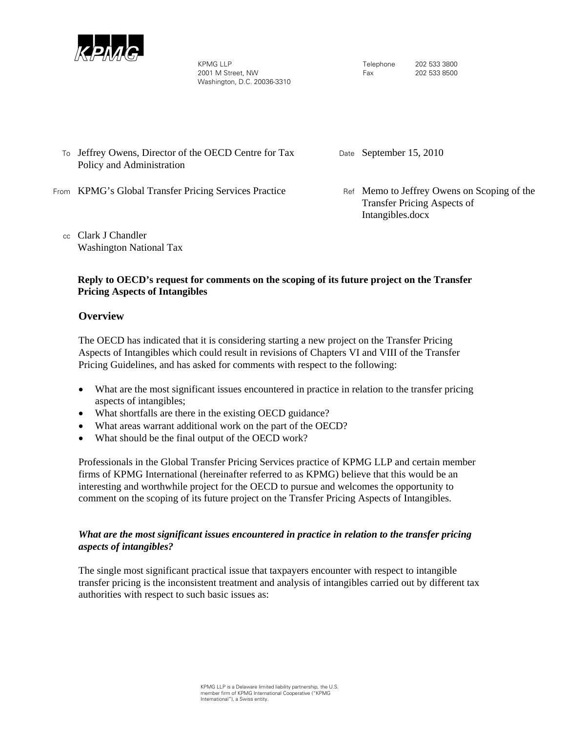KPMG LLP
2001 M Street, NW
Washington, D.C. 20036-3310

Telephone 202 533 3800
Fax 202 533 8500

To Jeffrey Owens, Director of the OECD Centre for Tax Policy and Administration

Date September 15, 2010

From KPMG's Global Transfer Pricing Services Practice

Ref Memo to Jeffrey Owens on Scoping of the Transfer Pricing Aspects of Intangibles.docx

cc Clark J Chandler
Washington National Tax

**Reply to OECD's request for comments on the scoping of its future project on the Transfer Pricing Aspects of Intangibles**

## Overview

The OECD has indicated that it is considering starting a new project on the Transfer Pricing Aspects of Intangibles which could result in revisions of Chapters VI and VIII of the Transfer Pricing Guidelines, and has asked for comments with respect to the following:

- What are the most significant issues encountered in practice in relation to the transfer pricing aspects of intangibles;
- What shortfalls are there in the existing OECD guidance?
- What areas warrant additional work on the part of the OECD?
- What should be the final output of the OECD work?

Professionals in the Global Transfer Pricing Services practice of KPMG LLP and certain member firms of KPMG International (hereinafter referred to as KPMG) believe that this would be an interesting and worthwhile project for the OECD to pursue and welcomes the opportunity to comment on the scoping of its future project on the Transfer Pricing Aspects of Intangibles.

***What are the most significant issues encountered in practice in relation to the transfer pricing aspects of intangibles?***

The single most significant practical issue that taxpayers encounter with respect to intangible transfer pricing is the inconsistent treatment and analysis of intangibles carried out by different tax authorities with respect to such basic issues as:

KPMG LLP is a Delaware limited liability partnership, the U.S. member firm of KPMG International Cooperative ("KPMG International"), a Swiss entity.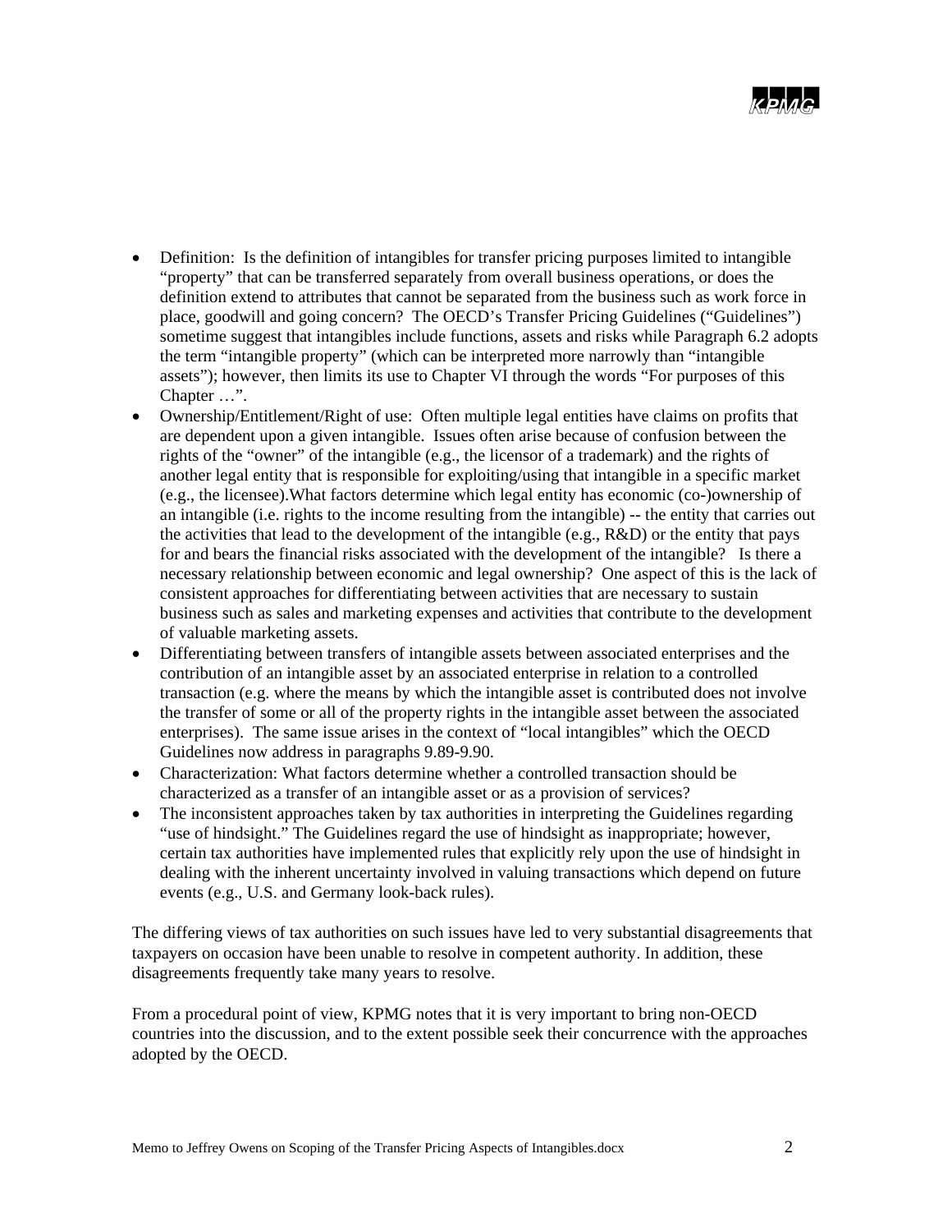- Definition: Is the definition of intangibles for transfer pricing purposes limited to intangible "property" that can be transferred separately from overall business operations, or does the definition extend to attributes that cannot be separated from the business such as work force in place, goodwill and going concern? The OECD's Transfer Pricing Guidelines ("Guidelines") sometime suggest that intangibles include functions, assets and risks while Paragraph 6.2 adopts the term "intangible property" (which can be interpreted more narrowly than "intangible assets"); however, then limits its use to Chapter VI through the words "For purposes of this Chapter …".
- Ownership/Entitlement/Right of use: Often multiple legal entities have claims on profits that are dependent upon a given intangible. Issues often arise because of confusion between the rights of the "owner" of the intangible (e.g., the licensor of a trademark) and the rights of another legal entity that is responsible for exploiting/using that intangible in a specific market (e.g., the licensee).What factors determine which legal entity has economic (co-)ownership of an intangible (i.e. rights to the income resulting from the intangible) -- the entity that carries out the activities that lead to the development of the intangible (e.g., R&D) or the entity that pays for and bears the financial risks associated with the development of the intangible? Is there a necessary relationship between economic and legal ownership? One aspect of this is the lack of consistent approaches for differentiating between activities that are necessary to sustain business such as sales and marketing expenses and activities that contribute to the development of valuable marketing assets.
- Differentiating between transfers of intangible assets between associated enterprises and the contribution of an intangible asset by an associated enterprise in relation to a controlled transaction (e.g. where the means by which the intangible asset is contributed does not involve the transfer of some or all of the property rights in the intangible asset between the associated enterprises). The same issue arises in the context of "local intangibles" which the OECD Guidelines now address in paragraphs 9.89-9.90.
- Characterization: What factors determine whether a controlled transaction should be characterized as a transfer of an intangible asset or as a provision of services?
- The inconsistent approaches taken by tax authorities in interpreting the Guidelines regarding "use of hindsight." The Guidelines regard the use of hindsight as inappropriate; however, certain tax authorities have implemented rules that explicitly rely upon the use of hindsight in dealing with the inherent uncertainty involved in valuing transactions which depend on future events (e.g., U.S. and Germany look-back rules).

The differing views of tax authorities on such issues have led to very substantial disagreements that taxpayers on occasion have been unable to resolve in competent authority. In addition, these disagreements frequently take many years to resolve.

From a procedural point of view, KPMG notes that it is very important to bring non-OECD countries into the discussion, and to the extent possible seek their concurrence with the approaches adopted by the OECD.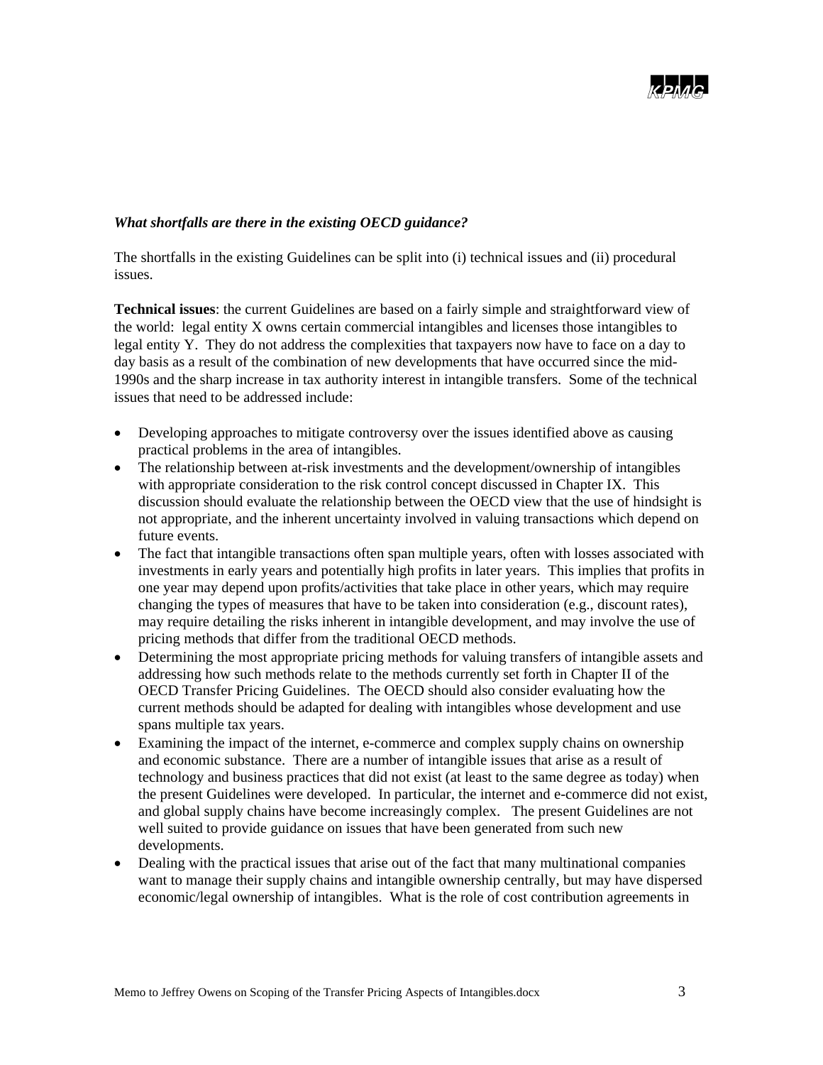*What shortfalls are there in the existing OECD guidance?*

The shortfalls in the existing Guidelines can be split into (i) technical issues and (ii) procedural issues.

**Technical issues**: the current Guidelines are based on a fairly simple and straightforward view of the world: legal entity X owns certain commercial intangibles and licenses those intangibles to legal entity Y. They do not address the complexities that taxpayers now have to face on a day to day basis as a result of the combination of new developments that have occurred since the mid-1990s and the sharp increase in tax authority interest in intangible transfers. Some of the technical issues that need to be addressed include:

- Developing approaches to mitigate controversy over the issues identified above as causing practical problems in the area of intangibles.
- The relationship between at-risk investments and the development/ownership of intangibles with appropriate consideration to the risk control concept discussed in Chapter IX. This discussion should evaluate the relationship between the OECD view that the use of hindsight is not appropriate, and the inherent uncertainty involved in valuing transactions which depend on future events.
- The fact that intangible transactions often span multiple years, often with losses associated with investments in early years and potentially high profits in later years. This implies that profits in one year may depend upon profits/activities that take place in other years, which may require changing the types of measures that have to be taken into consideration (e.g., discount rates), may require detailing the risks inherent in intangible development, and may involve the use of pricing methods that differ from the traditional OECD methods.
- Determining the most appropriate pricing methods for valuing transfers of intangible assets and addressing how such methods relate to the methods currently set forth in Chapter II of the OECD Transfer Pricing Guidelines. The OECD should also consider evaluating how the current methods should be adapted for dealing with intangibles whose development and use spans multiple tax years.
- Examining the impact of the internet, e-commerce and complex supply chains on ownership and economic substance. There are a number of intangible issues that arise as a result of technology and business practices that did not exist (at least to the same degree as today) when the present Guidelines were developed. In particular, the internet and e-commerce did not exist, and global supply chains have become increasingly complex. The present Guidelines are not well suited to provide guidance on issues that have been generated from such new developments.
- Dealing with the practical issues that arise out of the fact that many multinational companies want to manage their supply chains and intangible ownership centrally, but may have dispersed economic/legal ownership of intangibles. What is the role of cost contribution agreements in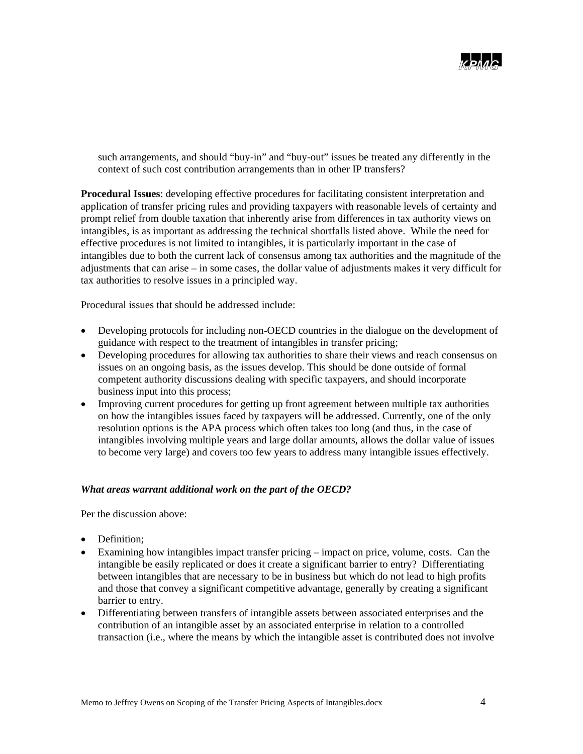such arrangements, and should "buy-in" and "buy-out" issues be treated any differently in the context of such cost contribution arrangements than in other IP transfers?

**Procedural Issues**: developing effective procedures for facilitating consistent interpretation and application of transfer pricing rules and providing taxpayers with reasonable levels of certainty and prompt relief from double taxation that inherently arise from differences in tax authority views on intangibles, is as important as addressing the technical shortfalls listed above. While the need for effective procedures is not limited to intangibles, it is particularly important in the case of intangibles due to both the current lack of consensus among tax authorities and the magnitude of the adjustments that can arise – in some cases, the dollar value of adjustments makes it very difficult for tax authorities to resolve issues in a principled way.

Procedural issues that should be addressed include:

- Developing protocols for including non-OECD countries in the dialogue on the development of guidance with respect to the treatment of intangibles in transfer pricing;
- Developing procedures for allowing tax authorities to share their views and reach consensus on issues on an ongoing basis, as the issues develop. This should be done outside of formal competent authority discussions dealing with specific taxpayers, and should incorporate business input into this process;
- Improving current procedures for getting up front agreement between multiple tax authorities on how the intangibles issues faced by taxpayers will be addressed. Currently, one of the only resolution options is the APA process which often takes too long (and thus, in the case of intangibles involving multiple years and large dollar amounts, allows the dollar value of issues to become very large) and covers too few years to address many intangible issues effectively.

***What areas warrant additional work on the part of the OECD?***

Per the discussion above:

- Definition;
- Examining how intangibles impact transfer pricing – impact on price, volume, costs. Can the intangible be easily replicated or does it create a significant barrier to entry? Differentiating between intangibles that are necessary to be in business but which do not lead to high profits and those that convey a significant competitive advantage, generally by creating a significant barrier to entry.
- Differentiating between transfers of intangible assets between associated enterprises and the contribution of an intangible asset by an associated enterprise in relation to a controlled transaction (i.e., where the means by which the intangible asset is contributed does not involve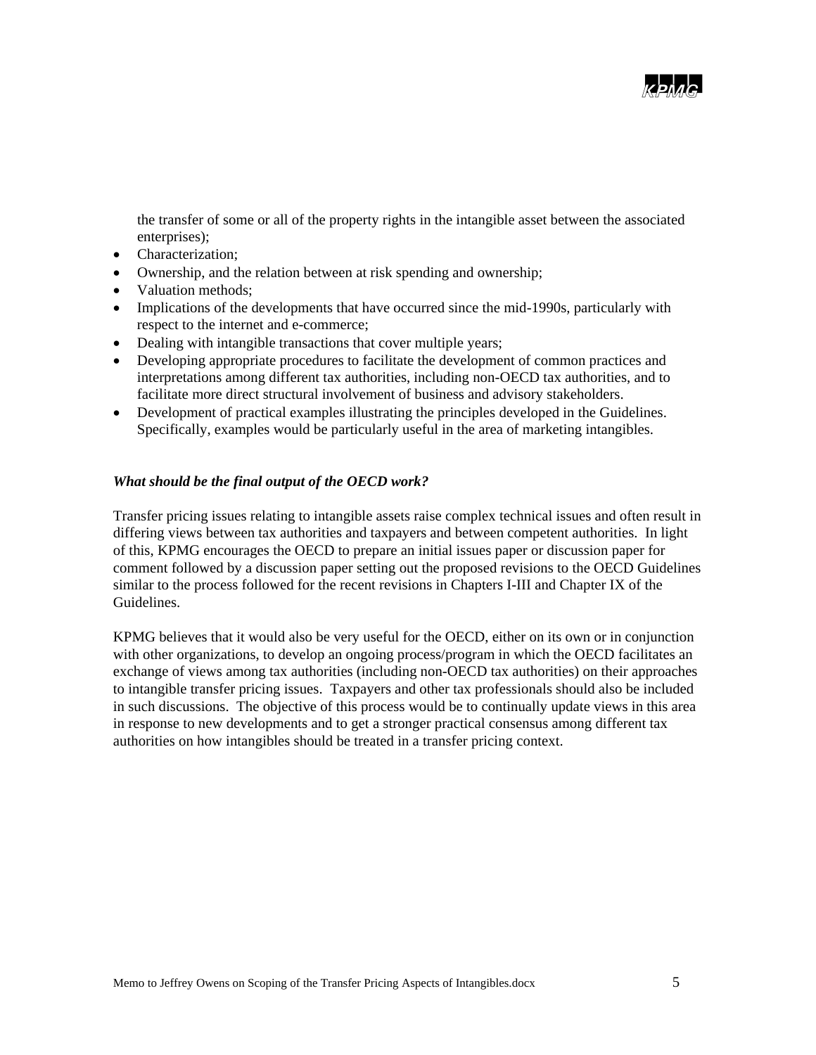the transfer of some or all of the property rights in the intangible asset between the associated enterprises);

- Characterization;
- Ownership, and the relation between at risk spending and ownership;
- Valuation methods;
- Implications of the developments that have occurred since the mid-1990s, particularly with respect to the internet and e-commerce;
- Dealing with intangible transactions that cover multiple years;
- Developing appropriate procedures to facilitate the development of common practices and interpretations among different tax authorities, including non-OECD tax authorities, and to facilitate more direct structural involvement of business and advisory stakeholders.
- Development of practical examples illustrating the principles developed in the Guidelines. Specifically, examples would be particularly useful in the area of marketing intangibles.

***What should be the final output of the OECD work?***

Transfer pricing issues relating to intangible assets raise complex technical issues and often result in differing views between tax authorities and taxpayers and between competent authorities. In light of this, KPMG encourages the OECD to prepare an initial issues paper or discussion paper for comment followed by a discussion paper setting out the proposed revisions to the OECD Guidelines similar to the process followed for the recent revisions in Chapters I-III and Chapter IX of the Guidelines.

KPMG believes that it would also be very useful for the OECD, either on its own or in conjunction with other organizations, to develop an ongoing process/program in which the OECD facilitates an exchange of views among tax authorities (including non-OECD tax authorities) on their approaches to intangible transfer pricing issues. Taxpayers and other tax professionals should also be included in such discussions. The objective of this process would be to continually update views in this area in response to new developments and to get a stronger practical consensus among different tax authorities on how intangibles should be treated in a transfer pricing context.